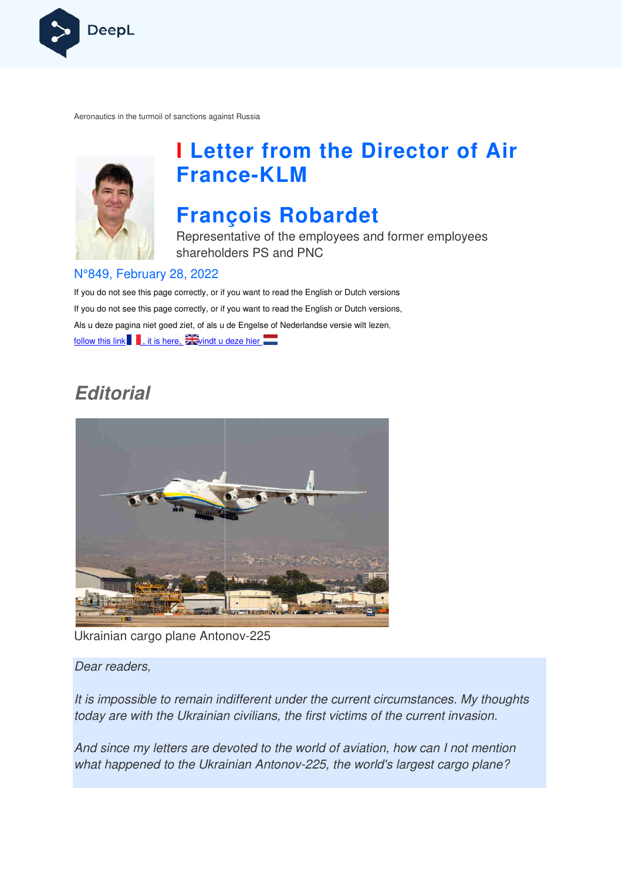Aeronautics in the turmoil of sanctions against Russia

# Letter from the Director of Air France-KLM

## François Robardet

Representative of the employees and former employees shareholders PS and PNC

N°849, February 28, 2022

If you do not see this page correctly, or if you want to read the English or Dutch versions

If you do not see this page correctly, or if you want to read the English or Dutch versions,

Als u deze pagina niet goed ziet, of als u de Engelse of Nederlandse versie wilt lezen,

follow this link , it is here, vindt u deze hier

## *Editorial*

Ukrainian cargo plane Antonov-225

*Dear readers,*

*It is impossible to remain indifferent under the current circumstances. My thoughts today are with the Ukrainian civilians, the first victims of the current invasion.*

*And since my letters are devoted to the world of aviation, how can I not mention what happened to the Ukrainian Antonov-225, the world's largest cargo plane?*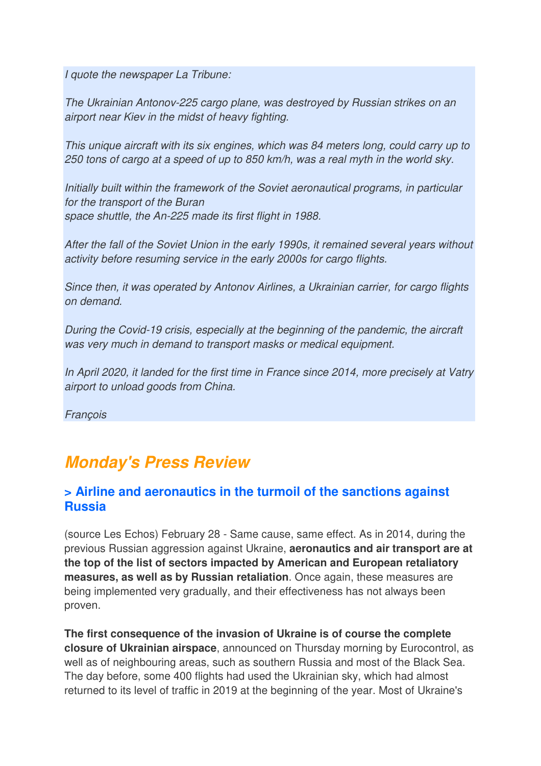*I quote the newspaper La Tribune:*

*The Ukrainian Antonov-225 cargo plane, was destroyed by Russian strikes on an airport near Kiev in the midst of heavy fighting.*

*This unique aircraft with its six engines, which was 84 meters long, could carry up to 250 tons of cargo at a speed of up to 850 km/h, was a real myth in the world sky.*

*Initially built within the framework of the Soviet aeronautical programs, in particular for the transport of the Buran space shuttle, the An-225 made its first flight in 1988.*

*After the fall of the Soviet Union in the early 1990s, it remained several years without activity before resuming service in the early 2000s for cargo flights.*

*Since then, it was operated by Antonov Airlines, a Ukrainian carrier, for cargo flights on demand.*

*During the Covid-19 crisis, especially at the beginning of the pandemic, the aircraft was very much in demand to transport masks or medical equipment.*

*In April 2020, it landed for the first time in France since 2014, more precisely at Vatry airport to unload goods from China.*

*François*

## ***Monday's Press Review***

### > Airline and aeronautics in the turmoil of the sanctions against Russia

(source Les Echos) February 28 - Same cause, same effect. As in 2014, during the previous Russian aggression against Ukraine, **aeronautics and air transport are at the top of the list of sectors impacted by American and European retaliatory measures, as well as by Russian retaliation**. Once again, these measures are being implemented very gradually, and their effectiveness has not always been proven.

**The first consequence of the invasion of Ukraine is of course the complete closure of Ukrainian airspace**, announced on Thursday morning by Eurocontrol, as well as of neighbouring areas, such as southern Russia and most of the Black Sea. The day before, some 400 flights had used the Ukrainian sky, which had almost returned to its level of traffic in 2019 at the beginning of the year. Most of Ukraine's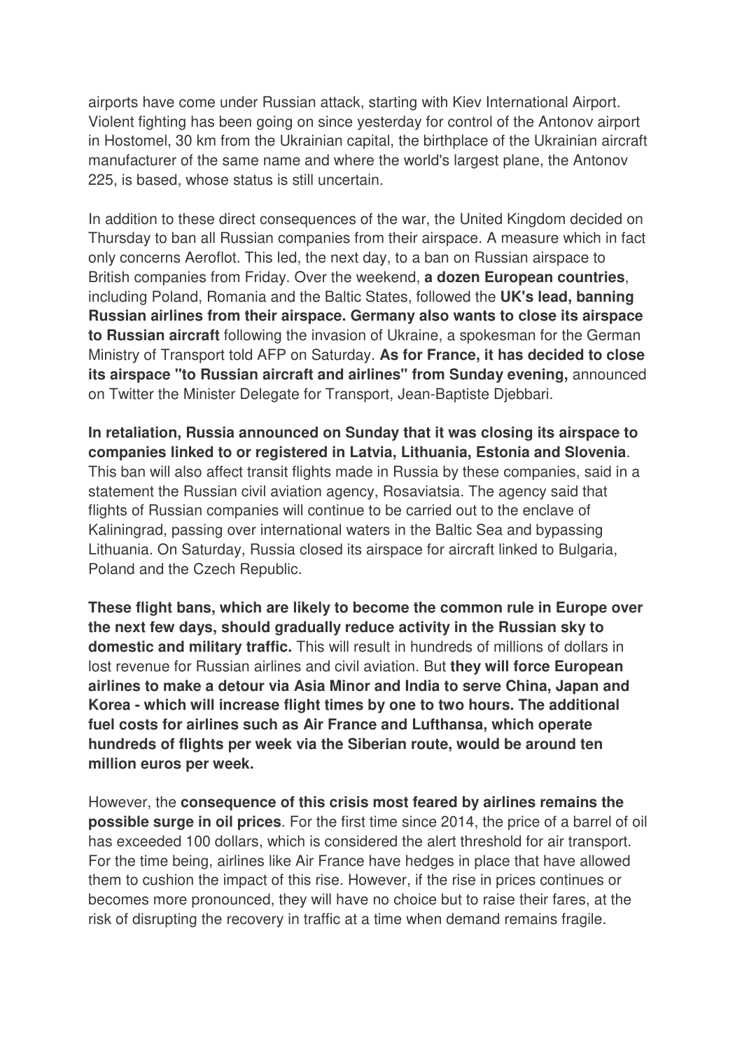airports have come under Russian attack, starting with Kiev International Airport. Violent fighting has been going on since yesterday for control of the Antonov airport in Hostomel, 30 km from the Ukrainian capital, the birthplace of the Ukrainian aircraft manufacturer of the same name and where the world's largest plane, the Antonov 225, is based, whose status is still uncertain.

In addition to these direct consequences of the war, the United Kingdom decided on Thursday to ban all Russian companies from their airspace. A measure which in fact only concerns Aeroflot. This led, the next day, to a ban on Russian airspace to British companies from Friday. Over the weekend, **a dozen European countries**, including Poland, Romania and the Baltic States, followed the **UK's lead, banning Russian airlines from their airspace. Germany also wants to close its airspace to Russian aircraft** following the invasion of Ukraine, a spokesman for the German Ministry of Transport told AFP on Saturday. **As for France, it has decided to close its airspace "to Russian aircraft and airlines" from Sunday evening,** announced on Twitter the Minister Delegate for Transport, Jean-Baptiste Djebbari.

**In retaliation, Russia announced on Sunday that it was closing its airspace to companies linked to or registered in Latvia, Lithuania, Estonia and Slovenia**. This ban will also affect transit flights made in Russia by these companies, said in a statement the Russian civil aviation agency, Rosaviatsia. The agency said that flights of Russian companies will continue to be carried out to the enclave of Kaliningrad, passing over international waters in the Baltic Sea and bypassing Lithuania. On Saturday, Russia closed its airspace for aircraft linked to Bulgaria, Poland and the Czech Republic.

**These flight bans, which are likely to become the common rule in Europe over the next few days, should gradually reduce activity in the Russian sky to domestic and military traffic.** This will result in hundreds of millions of dollars in lost revenue for Russian airlines and civil aviation. But **they will force European airlines to make a detour via Asia Minor and India to serve China, Japan and Korea - which will increase flight times by one to two hours. The additional fuel costs for airlines such as Air France and Lufthansa, which operate hundreds of flights per week via the Siberian route, would be around ten million euros per week.**

However, the **consequence of this crisis most feared by airlines remains the possible surge in oil prices**. For the first time since 2014, the price of a barrel of oil has exceeded 100 dollars, which is considered the alert threshold for air transport. For the time being, airlines like Air France have hedges in place that have allowed them to cushion the impact of this rise. However, if the rise in prices continues or becomes more pronounced, they will have no choice but to raise their fares, at the risk of disrupting the recovery in traffic at a time when demand remains fragile.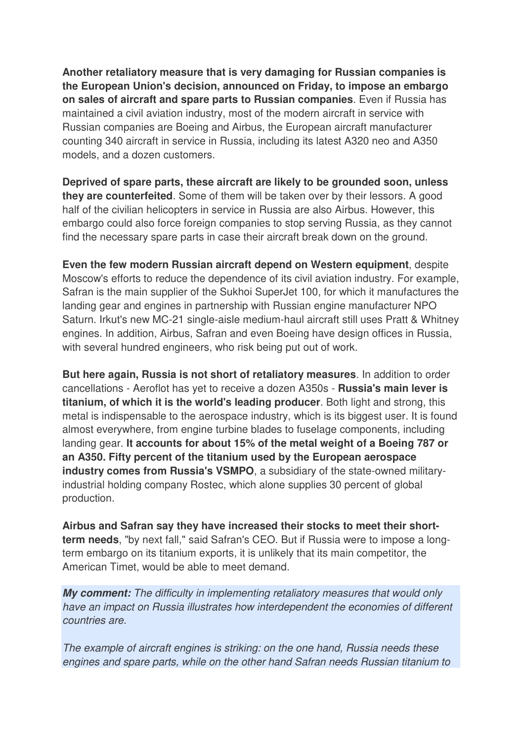**Another retaliatory measure that is very damaging for Russian companies is the European Union's decision, announced on Friday, to impose an embargo on sales of aircraft and spare parts to Russian companies**. Even if Russia has maintained a civil aviation industry, most of the modern aircraft in service with Russian companies are Boeing and Airbus, the European aircraft manufacturer counting 340 aircraft in service in Russia, including its latest A320 neo and A350 models, and a dozen customers.

**Deprived of spare parts, these aircraft are likely to be grounded soon, unless they are counterfeited**. Some of them will be taken over by their lessors. A good half of the civilian helicopters in service in Russia are also Airbus. However, this embargo could also force foreign companies to stop serving Russia, as they cannot find the necessary spare parts in case their aircraft break down on the ground.

**Even the few modern Russian aircraft depend on Western equipment**, despite Moscow's efforts to reduce the dependence of its civil aviation industry. For example, Safran is the main supplier of the Sukhoi SuperJet 100, for which it manufactures the landing gear and engines in partnership with Russian engine manufacturer NPO Saturn. Irkut's new MC-21 single-aisle medium-haul aircraft still uses Pratt & Whitney engines. In addition, Airbus, Safran and even Boeing have design offices in Russia, with several hundred engineers, who risk being put out of work.

**But here again, Russia is not short of retaliatory measures**. In addition to order cancellations - Aeroflot has yet to receive a dozen A350s - **Russia's main lever is titanium, of which it is the world's leading producer**. Both light and strong, this metal is indispensable to the aerospace industry, which is its biggest user. It is found almost everywhere, from engine turbine blades to fuselage components, including landing gear. **It accounts for about 15% of the metal weight of a Boeing 787 or an A350. Fifty percent of the titanium used by the European aerospace industry comes from Russia's VSMPO**, a subsidiary of the state-owned military-industrial holding company Rostec, which alone supplies 30 percent of global production.

**Airbus and Safran say they have increased their stocks to meet their short-term needs**, "by next fall," said Safran's CEO. But if Russia were to impose a long-term embargo on its titanium exports, it is unlikely that its main competitor, the American Timet, would be able to meet demand.

***My comment:*** *The difficulty in implementing retaliatory measures that would only have an impact on Russia illustrates how interdependent the economies of different countries are.*

*The example of aircraft engines is striking: on the one hand, Russia needs these engines and spare parts, while on the other hand Safran needs Russian titanium to*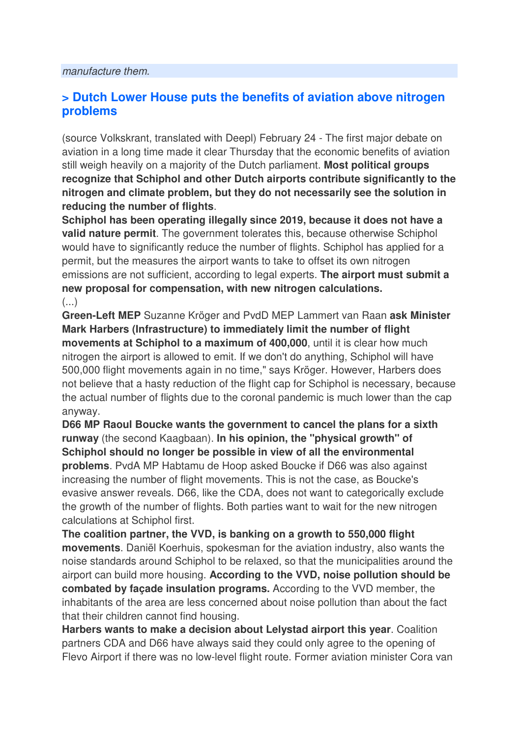*manufacture them.*

## > Dutch Lower House puts the benefits of aviation above nitrogen problems

(source Volkskrant, translated with Deepl) February 24 - The first major debate on aviation in a long time made it clear Thursday that the economic benefits of aviation still weigh heavily on a majority of the Dutch parliament. **Most political groups recognize that Schiphol and other Dutch airports contribute significantly to the nitrogen and climate problem, but they do not necessarily see the solution in reducing the number of flights**.

**Schiphol has been operating illegally since 2019, because it does not have a valid nature permit**. The government tolerates this, because otherwise Schiphol would have to significantly reduce the number of flights. Schiphol has applied for a permit, but the measures the airport wants to take to offset its own nitrogen emissions are not sufficient, according to legal experts. **The airport must submit a new proposal for compensation, with new nitrogen calculations.**

(...)

**Green-Left MEP** Suzanne Kröger and PvdD MEP Lammert van Raan **ask Minister Mark Harbers (Infrastructure) to immediately limit the number of flight movements at Schiphol to a maximum of 400,000**, until it is clear how much nitrogen the airport is allowed to emit. If we don't do anything, Schiphol will have 500,000 flight movements again in no time," says Kröger. However, Harbers does not believe that a hasty reduction of the flight cap for Schiphol is necessary, because the actual number of flights due to the coronal pandemic is much lower than the cap anyway.

**D66 MP Raoul Boucke wants the government to cancel the plans for a sixth runway** (the second Kaagbaan). **In his opinion, the "physical growth" of Schiphol should no longer be possible in view of all the environmental problems**. PvdA MP Habtamu de Hoop asked Boucke if D66 was also against increasing the number of flight movements. This is not the case, as Boucke's evasive answer reveals. D66, like the CDA, does not want to categorically exclude the growth of the number of flights. Both parties want to wait for the new nitrogen calculations at Schiphol first.

**The coalition partner, the VVD, is banking on a growth to 550,000 flight movements**. Daniël Koerhuis, spokesman for the aviation industry, also wants the noise standards around Schiphol to be relaxed, so that the municipalities around the airport can build more housing. **According to the VVD, noise pollution should be combated by façade insulation programs.** According to the VVD member, the inhabitants of the area are less concerned about noise pollution than about the fact that their children cannot find housing.

**Harbers wants to make a decision about Lelystad airport this year**. Coalition partners CDA and D66 have always said they could only agree to the opening of Flevo Airport if there was no low-level flight route. Former aviation minister Cora van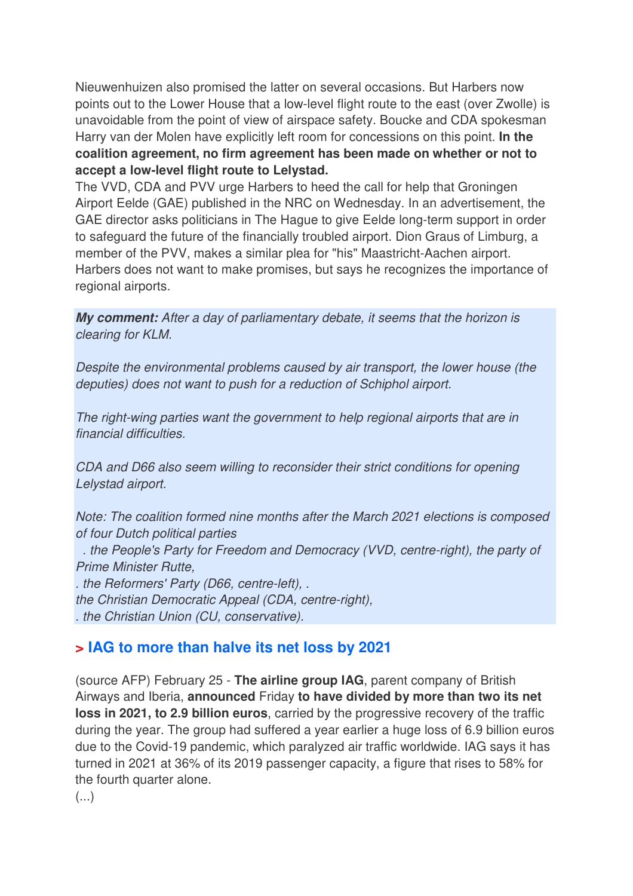Nieuwenhuizen also promised the latter on several occasions. But Harbers now points out to the Lower House that a low-level flight route to the east (over Zwolle) is unavoidable from the point of view of airspace safety. Boucke and CDA spokesman Harry van der Molen have explicitly left room for concessions on this point. **In the coalition agreement, no firm agreement has been made on whether or not to accept a low-level flight route to Lelystad.**

The VVD, CDA and PVV urge Harbers to heed the call for help that Groningen Airport Eelde (GAE) published in the NRC on Wednesday. In an advertisement, the GAE director asks politicians in The Hague to give Eelde long-term support in order to safeguard the future of the financially troubled airport. Dion Graus of Limburg, a member of the PVV, makes a similar plea for "his" Maastricht-Aachen airport. Harbers does not want to make promises, but says he recognizes the importance of regional airports.

***My comment:*** *After a day of parliamentary debate, it seems that the horizon is clearing for KLM.*

*Despite the environmental problems caused by air transport, the lower house (the deputies) does not want to push for a reduction of Schiphol airport.*

*The right-wing parties want the government to help regional airports that are in financial difficulties.*

*CDA and D66 also seem willing to reconsider their strict conditions for opening Lelystad airport.*

*Note: The coalition formed nine months after the March 2021 elections is composed of four Dutch political parties*
*. the People's Party for Freedom and Democracy (VVD, centre-right), the party of Prime Minister Rutte,*
*. the Reformers' Party (D66, centre-left), .*
*the Christian Democratic Appeal (CDA, centre-right),*
*. the Christian Union (CU, conservative).*

## > IAG to more than halve its net loss by 2021

(source AFP) February 25 - **The airline group IAG**, parent company of British Airways and Iberia, **announced** Friday **to have divided by more than two its net loss in 2021, to 2.9 billion euros**, carried by the progressive recovery of the traffic during the year. The group had suffered a year earlier a huge loss of 6.9 billion euros due to the Covid-19 pandemic, which paralyzed air traffic worldwide. IAG says it has turned in 2021 at 36% of its 2019 passenger capacity, a figure that rises to 58% for the fourth quarter alone.

(...)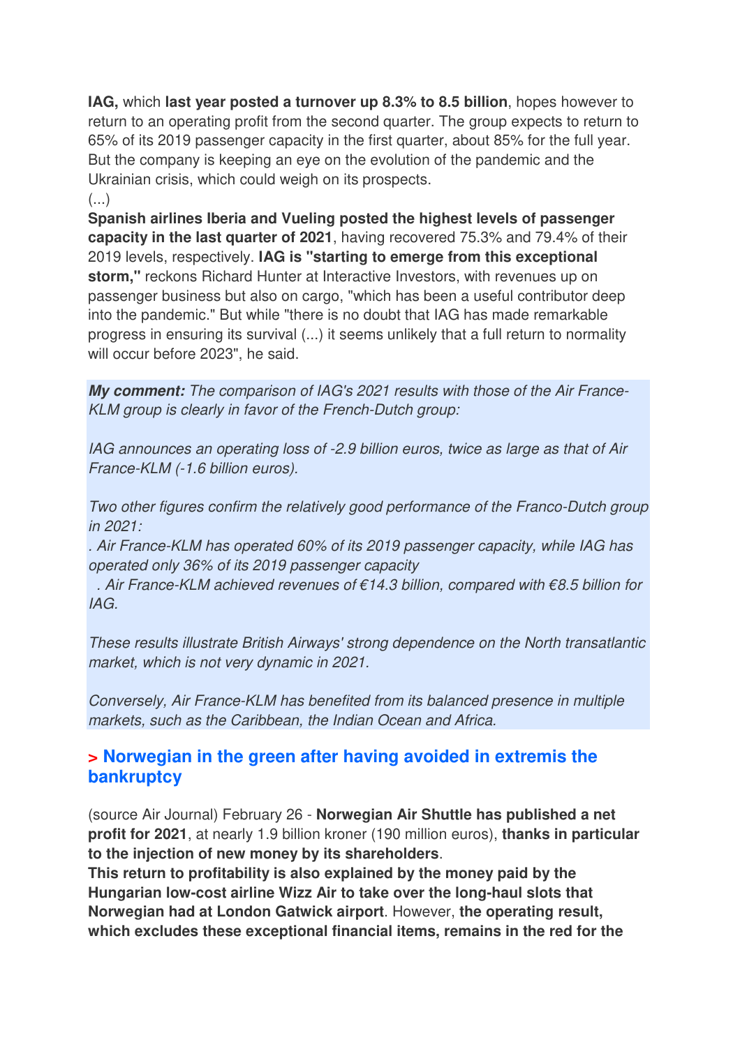**IAG,** which **last year posted a turnover up 8.3% to 8.5 billion**, hopes however to return to an operating profit from the second quarter. The group expects to return to 65% of its 2019 passenger capacity in the first quarter, about 85% for the full year. But the company is keeping an eye on the evolution of the pandemic and the Ukrainian crisis, which could weigh on its prospects.
(...)
**Spanish airlines Iberia and Vueling posted the highest levels of passenger capacity in the last quarter of 2021**, having recovered 75.3% and 79.4% of their 2019 levels, respectively. **IAG is "starting to emerge from this exceptional storm,"** reckons Richard Hunter at Interactive Investors, with revenues up on passenger business but also on cargo, "which has been a useful contributor deep into the pandemic." But while "there is no doubt that IAG has made remarkable progress in ensuring its survival (...) it seems unlikely that a full return to normality will occur before 2023", he said.

***My comment:*** *The comparison of IAG's 2021 results with those of the Air France-KLM group is clearly in favor of the French-Dutch group:*

*IAG announces an operating loss of -2.9 billion euros, twice as large as that of Air France-KLM (-1.6 billion euros).*

*Two other figures confirm the relatively good performance of the Franco-Dutch group in 2021:*
*. Air France-KLM has operated 60% of its 2019 passenger capacity, while IAG has operated only 36% of its 2019 passenger capacity*
*. Air France-KLM achieved revenues of €14.3 billion, compared with €8.5 billion for IAG.*

*These results illustrate British Airways' strong dependence on the North transatlantic market, which is not very dynamic in 2021.*

*Conversely, Air France-KLM has benefited from its balanced presence in multiple markets, such as the Caribbean, the Indian Ocean and Africa.*

## > Norwegian in the green after having avoided in extremis the bankruptcy

(source Air Journal) February 26 - **Norwegian Air Shuttle has published a net profit for 2021**, at nearly 1.9 billion kroner (190 million euros), **thanks in particular to the injection of new money by its shareholders**.
**This return to profitability is also explained by the money paid by the Hungarian low-cost airline Wizz Air to take over the long-haul slots that Norwegian had at London Gatwick airport**. However, **the operating result, which excludes these exceptional financial items, remains in the red for the**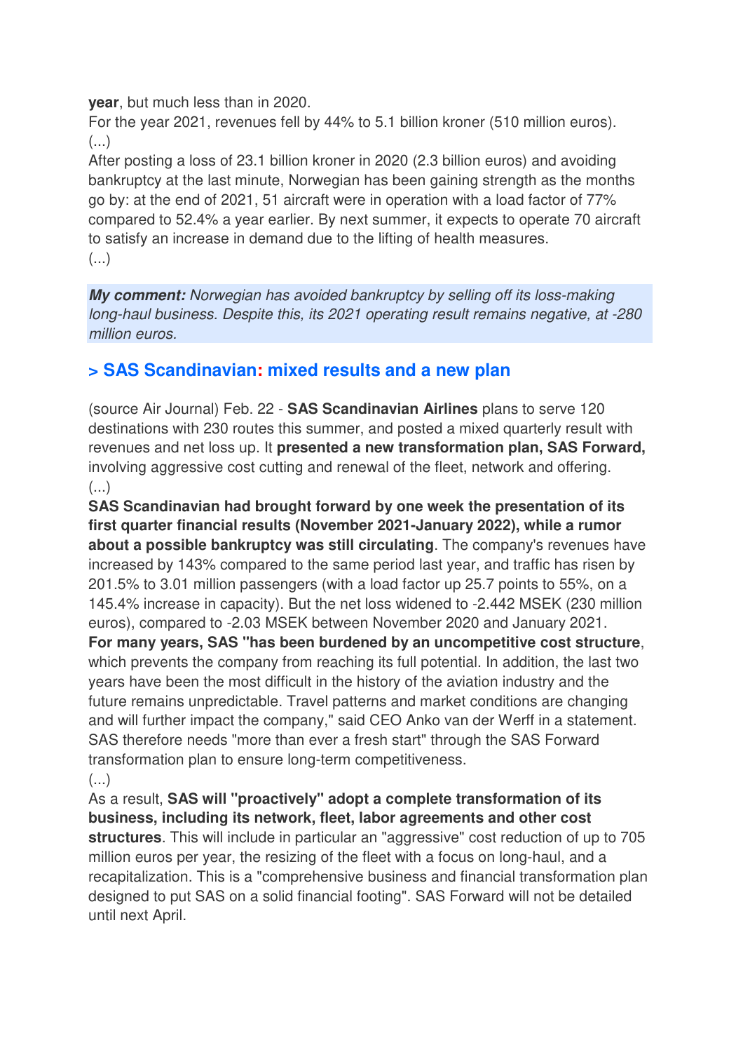**year**, but much less than in 2020.

For the year 2021, revenues fell by 44% to 5.1 billion kroner (510 million euros).

(...)

After posting a loss of 23.1 billion kroner in 2020 (2.3 billion euros) and avoiding bankruptcy at the last minute, Norwegian has been gaining strength as the months go by: at the end of 2021, 51 aircraft were in operation with a load factor of 77% compared to 52.4% a year earlier. By next summer, it expects to operate 70 aircraft to satisfy an increase in demand due to the lifting of health measures.

(...)

***My comment:*** *Norwegian has avoided bankruptcy by selling off its loss-making long-haul business. Despite this, its 2021 operating result remains negative, at -280 million euros.*

## > SAS Scandinavian: mixed results and a new plan

(source Air Journal) Feb. 22 - **SAS Scandinavian Airlines** plans to serve 120 destinations with 230 routes this summer, and posted a mixed quarterly result with revenues and net loss up. It **presented a new transformation plan, SAS Forward,** involving aggressive cost cutting and renewal of the fleet, network and offering.

(...)

**SAS Scandinavian had brought forward by one week the presentation of its first quarter financial results (November 2021-January 2022), while a rumor about a possible bankruptcy was still circulating**. The company's revenues have increased by 143% compared to the same period last year, and traffic has risen by 201.5% to 3.01 million passengers (with a load factor up 25.7 points to 55%, on a 145.4% increase in capacity). But the net loss widened to -2.442 MSEK (230 million euros), compared to -2.03 MSEK between November 2020 and January 2021.

**For many years, SAS "has been burdened by an uncompetitive cost structure**, which prevents the company from reaching its full potential. In addition, the last two years have been the most difficult in the history of the aviation industry and the future remains unpredictable. Travel patterns and market conditions are changing and will further impact the company," said CEO Anko van der Werff in a statement. SAS therefore needs "more than ever a fresh start" through the SAS Forward transformation plan to ensure long-term competitiveness.

(...)

As a result, **SAS will "proactively" adopt a complete transformation of its business, including its network, fleet, labor agreements and other cost structures**. This will include in particular an "aggressive" cost reduction of up to 705 million euros per year, the resizing of the fleet with a focus on long-haul, and a recapitalization. This is a "comprehensive business and financial transformation plan designed to put SAS on a solid financial footing". SAS Forward will not be detailed until next April.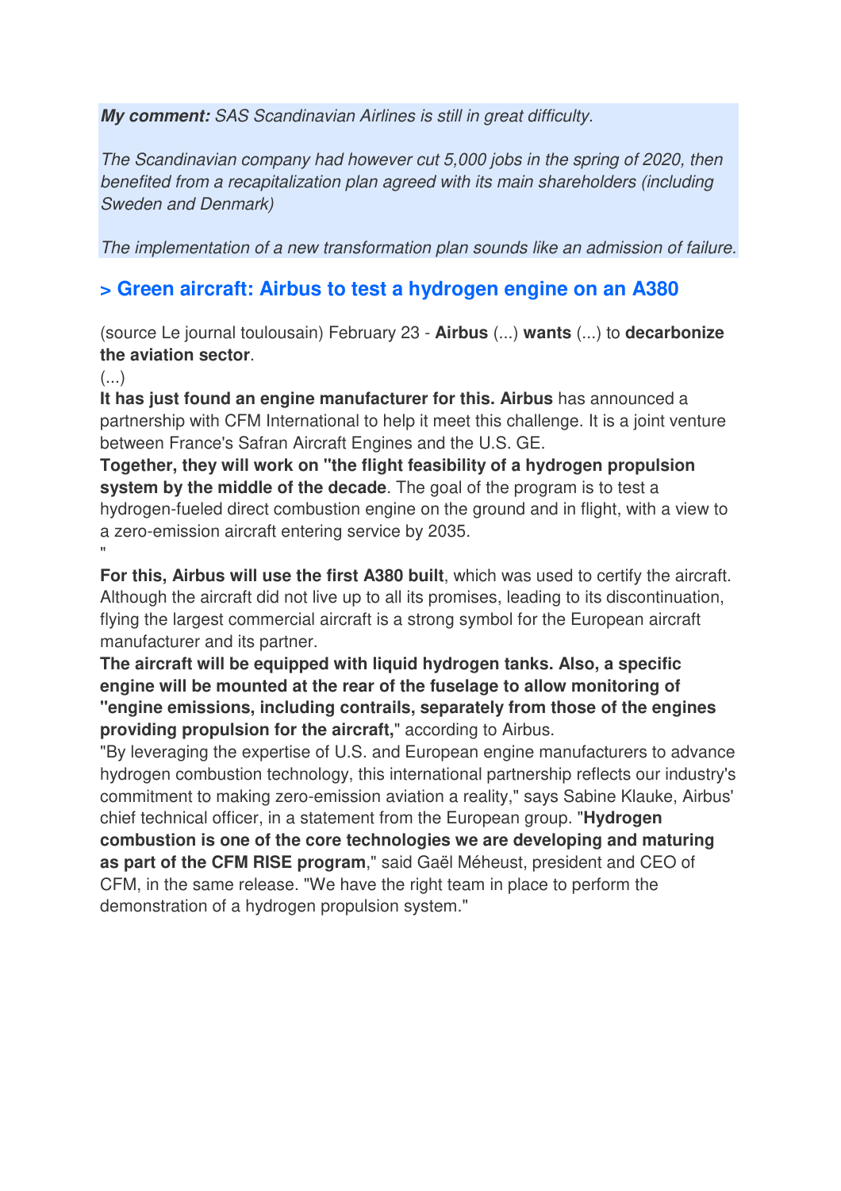***My comment:** SAS Scandinavian Airlines is still in great difficulty.*

*The Scandinavian company had however cut 5,000 jobs in the spring of 2020, then benefited from a recapitalization plan agreed with its main shareholders (including Sweden and Denmark)*

*The implementation of a new transformation plan sounds like an admission of failure.*

## > Green aircraft: Airbus to test a hydrogen engine on an A380

(source Le journal toulousain) February 23 - **Airbus** (...) **wants** (...) to **decarbonize the aviation sector**.
(...)
**It has just found an engine manufacturer for this. Airbus** has announced a partnership with CFM International to help it meet this challenge. It is a joint venture between France's Safran Aircraft Engines and the U.S. GE.
**Together, they will work on "the flight feasibility of a hydrogen propulsion system by the middle of the decade**. The goal of the program is to test a hydrogen-fueled direct combustion engine on the ground and in flight, with a view to a zero-emission aircraft entering service by 2035.
"
**For this, Airbus will use the first A380 built**, which was used to certify the aircraft. Although the aircraft did not live up to all its promises, leading to its discontinuation, flying the largest commercial aircraft is a strong symbol for the European aircraft manufacturer and its partner.
**The aircraft will be equipped with liquid hydrogen tanks. Also, a specific engine will be mounted at the rear of the fuselage to allow monitoring of "engine emissions, including contrails, separately from those of the engines providing propulsion for the aircraft,**" according to Airbus.
"By leveraging the expertise of U.S. and European engine manufacturers to advance hydrogen combustion technology, this international partnership reflects our industry's commitment to making zero-emission aviation a reality," says Sabine Klauke, Airbus' chief technical officer, in a statement from the European group. "**Hydrogen combustion is one of the core technologies we are developing and maturing as part of the CFM RISE program**," said Gaël Méheust, president and CEO of CFM, in the same release. "We have the right team in place to perform the demonstration of a hydrogen propulsion system."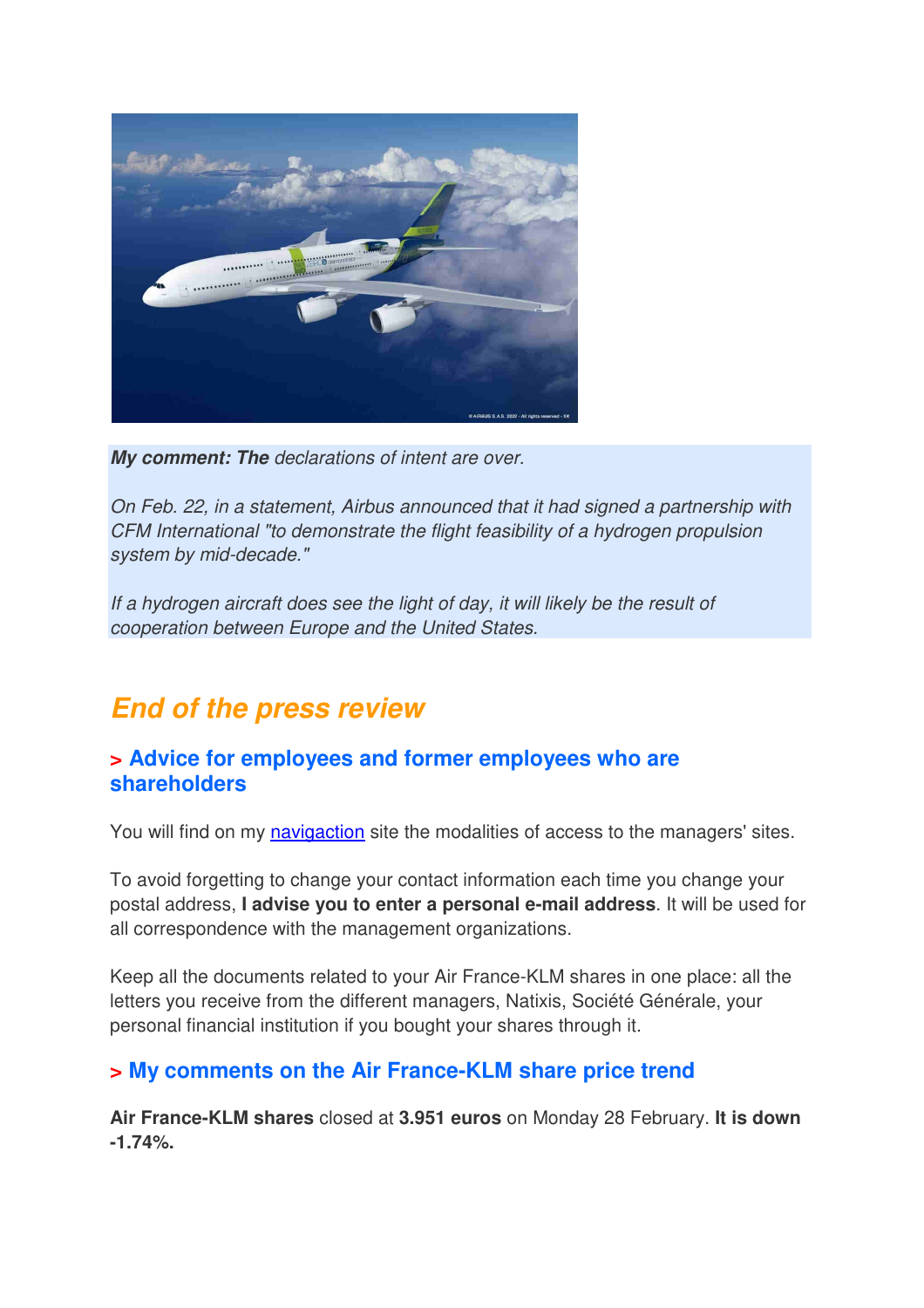***My comment: The** declarations of intent are over.*

*On Feb. 22, in a statement, Airbus announced that it had signed a partnership with CFM International "to demonstrate the flight feasibility of a hydrogen propulsion system by mid-decade."*

*If a hydrogen aircraft does see the light of day, it will likely be the result of cooperation between Europe and the United States.*

## *End of the press review*

### > Advice for employees and former employees who are shareholders

You will find on my navigaction site the modalities of access to the managers' sites.

To avoid forgetting to change your contact information each time you change your postal address, **I advise you to enter a personal e-mail address**. It will be used for all correspondence with the management organizations.

Keep all the documents related to your Air France-KLM shares in one place: all the letters you receive from the different managers, Natixis, Société Générale, your personal financial institution if you bought your shares through it.

### > My comments on the Air France-KLM share price trend

**Air France-KLM shares** closed at **3.951 euros** on Monday 28 February. **It is down -1.74%.**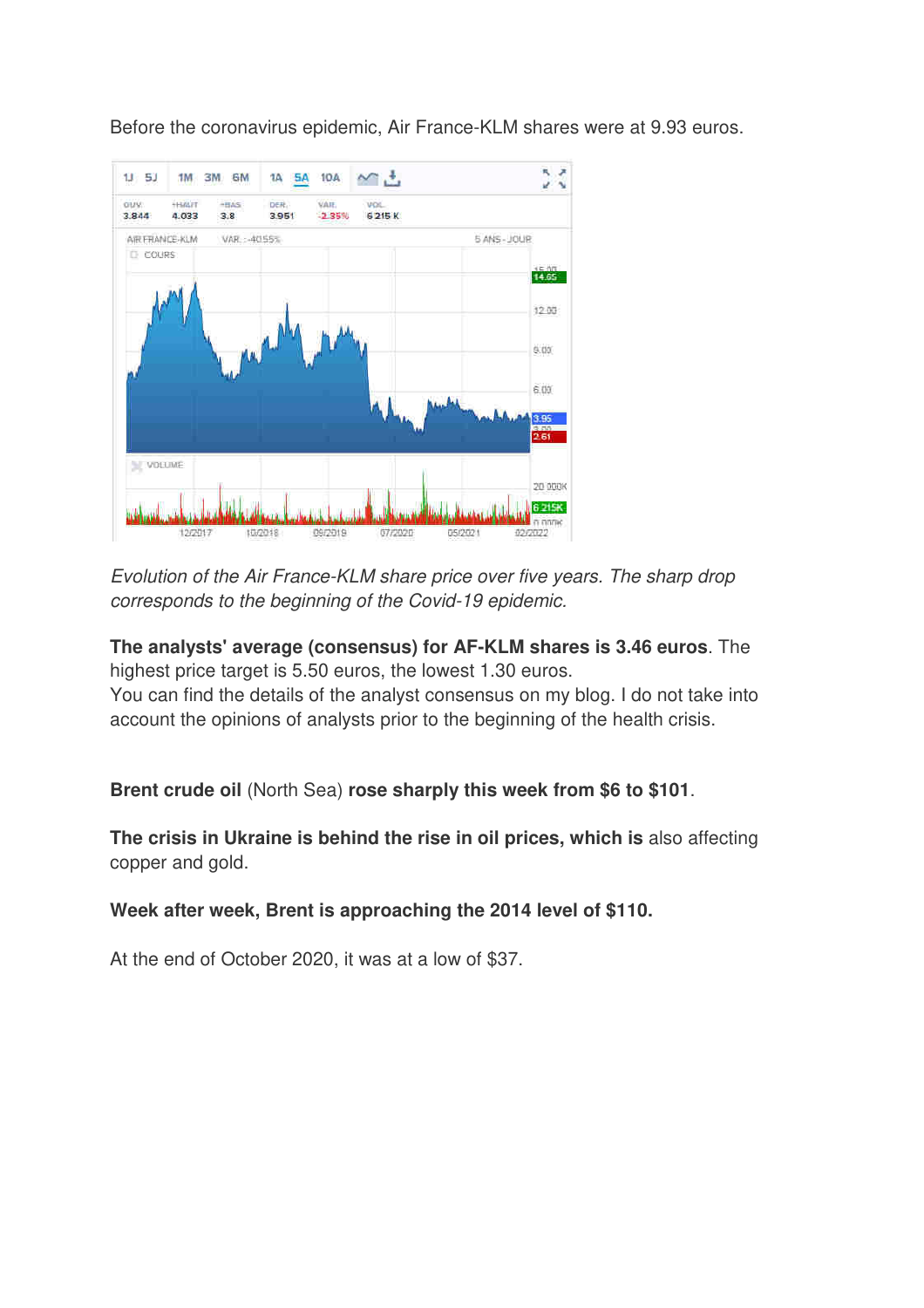Before the coronavirus epidemic, Air France-KLM shares were at 9.93 euros.

*Evolution of the Air France-KLM share price over five years. The sharp drop corresponds to the beginning of the Covid-19 epidemic.*

**The analysts' average (consensus) for AF-KLM shares is 3.46 euros**. The highest price target is 5.50 euros, the lowest 1.30 euros.
You can find the details of the analyst consensus on my blog. I do not take into account the opinions of analysts prior to the beginning of the health crisis.

**Brent crude oil** (North Sea) **rose sharply this week from $6 to $101**.

**The crisis in Ukraine is behind the rise in oil prices, which is** also affecting copper and gold.

**Week after week, Brent is approaching the 2014 level of $110.**

At the end of October 2020, it was at a low of $37.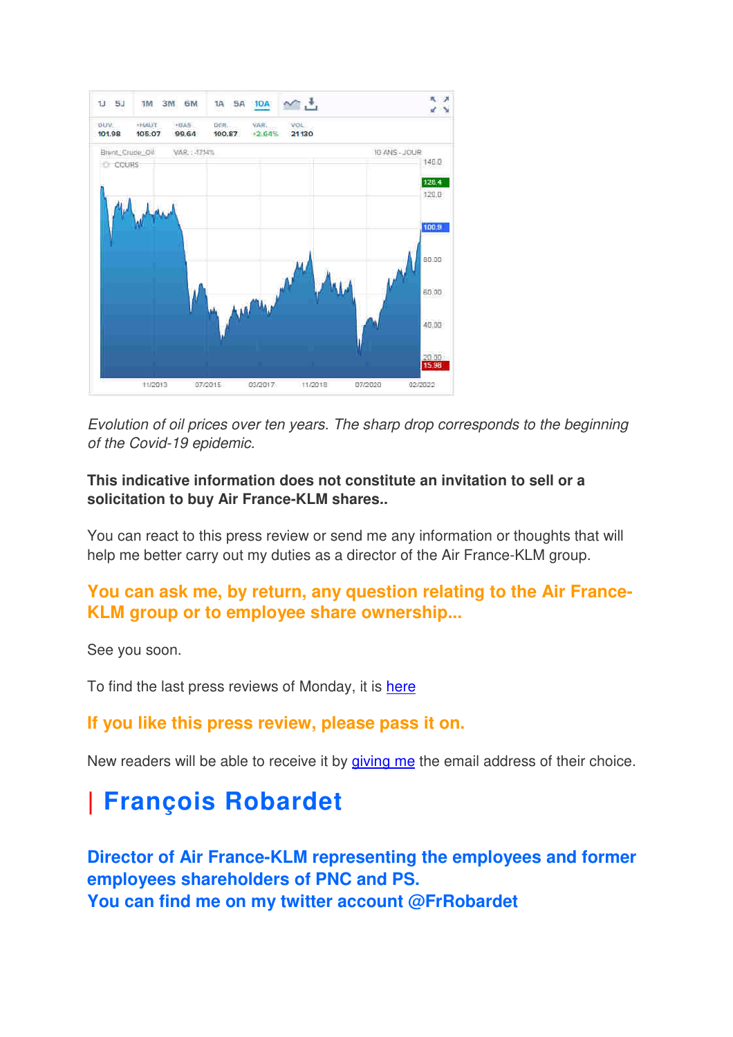*Evolution of oil prices over ten years. The sharp drop corresponds to the beginning of the Covid-19 epidemic.*

**This indicative information does not constitute an invitation to sell or a solicitation to buy Air France-KLM shares..**

You can react to this press review or send me any information or thoughts that will help me better carry out my duties as a director of the Air France-KLM group.

### You can ask me, by return, any question relating to the Air France-KLM group or to employee share ownership...

See you soon.

To find the last press reviews of Monday, it is [here]

### If you like this press review, please pass it on.

New readers will be able to receive it by [giving me] the email address of their choice.

# | François Robardet

### Director of Air France-KLM representing the employees and former employees shareholders of PNC and PS.
### You can find me on my twitter account @FrRobardet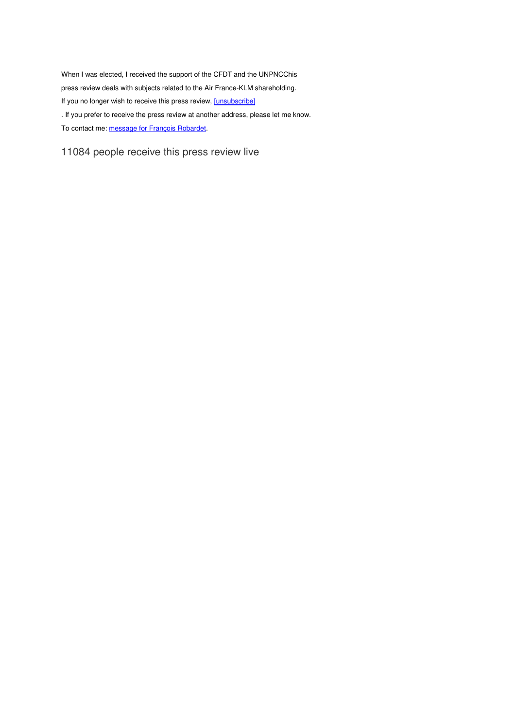When I was elected, I received the support of the CFDT and the UNPNCChis

press review deals with subjects related to the Air France-KLM shareholding.

If you no longer wish to receive this press review, [unsubscribe]

. If you prefer to receive the press review at another address, please let me know.

To contact me: message for François Robardet.

## 11084 people receive this press review live